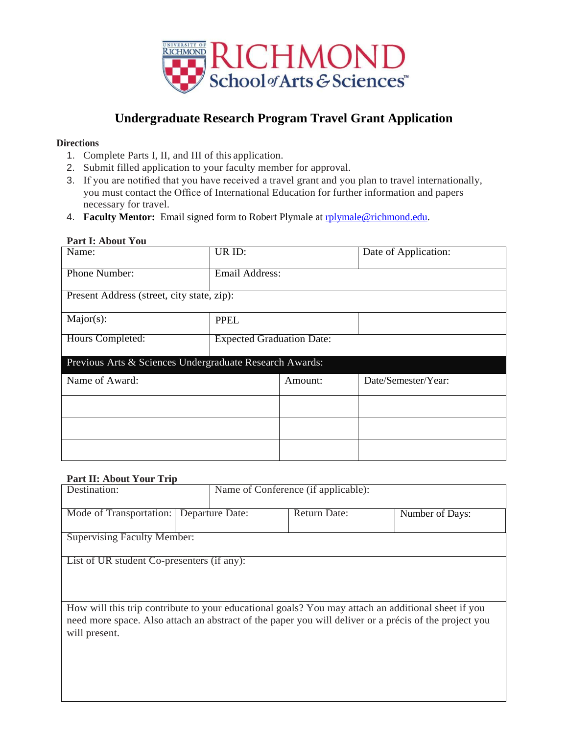# Undergraduate Research Program Travel Grant Application

**Directions**

1. Complete Parts I, II, and III of this application.
2. Submit filled application to your faculty member for approval.
3. If you are notified that you have received a travel grant and you plan to travel internationally, you must contact the Office of International Education for further information and papers necessary for travel.
4. **Faculty Mentor:** Email signed form to Robert Plymale at rplymale@richmond.edu.

**Part I: About You**

| Name: | UR ID: | Date of Application: |
|---|---|---|
| Phone Number: | Email Address: | |
| Present Address (street, city state, zip): | | |
| Major(s): | PPEL | |
| Hours Completed: | Expected Graduation Date: | |

| Previous Arts & Sciences Undergraduate Research Awards: | | |
|---|---|---|
| Name of Award: | Amount: | Date/Semester/Year: |
| | | |
| | | |
| | | |

**Part II: About Your Trip**

| Destination: | | Name of Conference (if applicable): | |
|---|---|---|---|
| Mode of Transportation: | Departure Date: | Return Date: | Number of Days: |
| Supervising Faculty Member: | | | |
| List of UR student Co-presenters (if any): | | | |
| How will this trip contribute to your educational goals? You may attach an additional sheet if you need more space. Also attach an abstract of the paper you will deliver or a précis of the project you will present. | | | |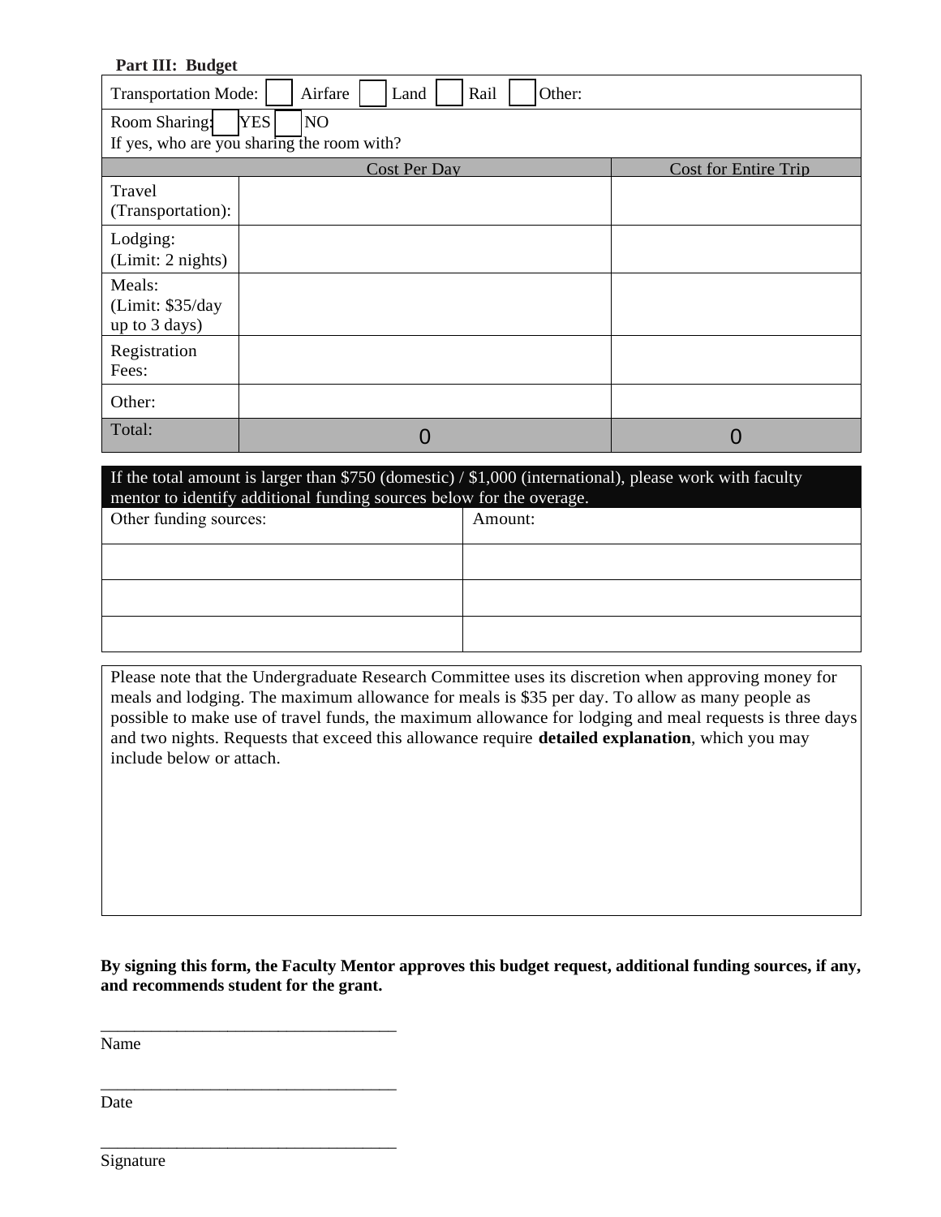**Part III: Budget**

Transportation Mode: ☐ Airfare ☐ Land ☐ Rail ☐ Other:

Room Sharing: ☐ YES ☐ NO
If yes, who are you sharing the room with?

| | Cost Per Day | Cost for Entire Trip |
|---|---|---|
| Travel (Transportation): | | |
| Lodging: (Limit: 2 nights) | | |
| Meals: (Limit: $35/day up to 3 days) | | |
| Registration Fees: | | |
| Other: | | |
| Total: | 0 | 0 |

If the total amount is larger than $750 (domestic) / $1,000 (international), please work with faculty mentor to identify additional funding sources below for the overage.

| Other funding sources: | Amount: |
|---|---|
| | |
| | |
| | |

Please note that the Undergraduate Research Committee uses its discretion when approving money for meals and lodging. The maximum allowance for meals is $35 per day. To allow as many people as possible to make use of travel funds, the maximum allowance for lodging and meal requests is three days and two nights. Requests that exceed this allowance require **detailed explanation**, which you may include below or attach.

**By signing this form, the Faculty Mentor approves this budget request, additional funding sources, if any, and recommends student for the grant.**

___________________________________
Name

___________________________________
Date

___________________________________
Signature